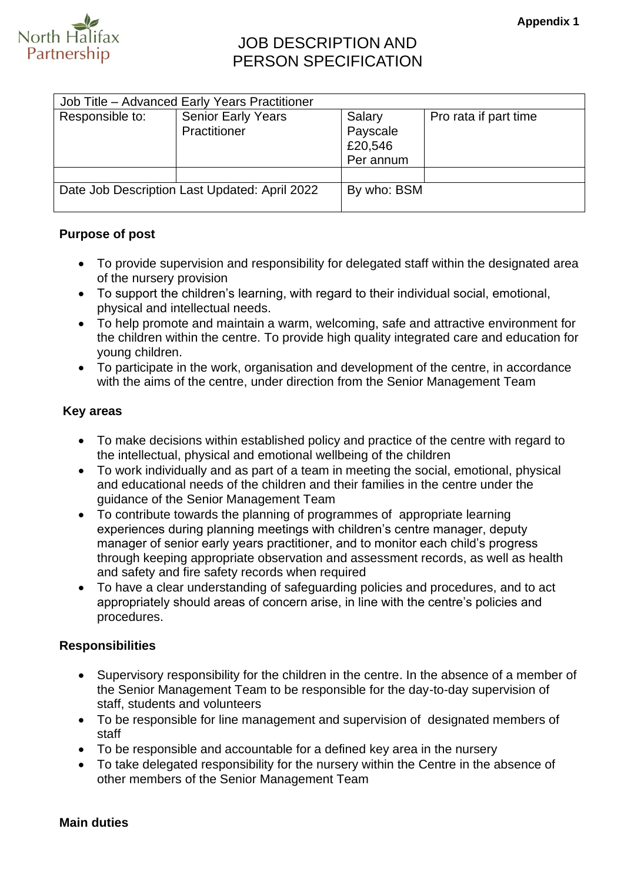Appendix 1

North Halifax Partnership

# JOB DESCRIPTION AND PERSON SPECIFICATION

| Job Title – Advanced Early Years Practitioner | | | |
|---|---|---|---|
| Responsible to: | Senior Early Years Practitioner | Salary Payscale £20,546 Per annum | Pro rata if part time |
| | | | |
| Date Job Description Last Updated: April 2022 | | By who: BSM | |

## Purpose of post

- To provide supervision and responsibility for delegated staff within the designated area of the nursery provision
- To support the children's learning, with regard to their individual social, emotional, physical and intellectual needs.
- To help promote and maintain a warm, welcoming, safe and attractive environment for the children within the centre. To provide high quality integrated care and education for young children.
- To participate in the work, organisation and development of the centre, in accordance with the aims of the centre, under direction from the Senior Management Team

## Key areas

- To make decisions within established policy and practice of the centre with regard to the intellectual, physical and emotional wellbeing of the children
- To work individually and as part of a team in meeting the social, emotional, physical and educational needs of the children and their families in the centre under the guidance of the Senior Management Team
- To contribute towards the planning of programmes of appropriate learning experiences during planning meetings with children's centre manager, deputy manager of senior early years practitioner, and to monitor each child's progress through keeping appropriate observation and assessment records, as well as health and safety and fire safety records when required
- To have a clear understanding of safeguarding policies and procedures, and to act appropriately should areas of concern arise, in line with the centre's policies and procedures.

## Responsibilities

- Supervisory responsibility for the children in the centre. In the absence of a member of the Senior Management Team to be responsible for the day-to-day supervision of staff, students and volunteers
- To be responsible for line management and supervision of designated members of staff
- To be responsible and accountable for a defined key area in the nursery
- To take delegated responsibility for the nursery within the Centre in the absence of other members of the Senior Management Team

## Main duties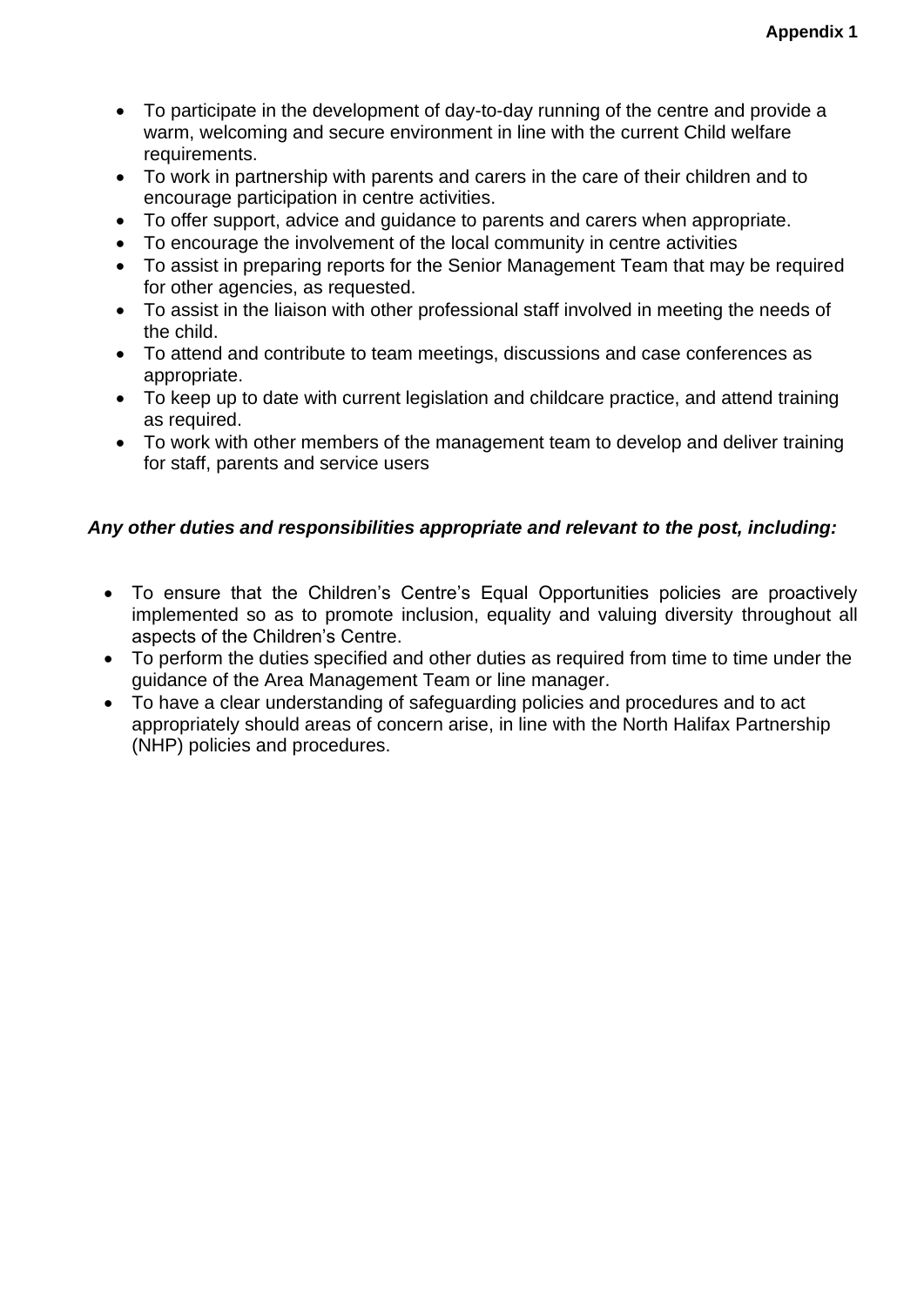- To participate in the development of day-to-day running of the centre and provide a warm, welcoming and secure environment in line with the current Child welfare requirements.
- To work in partnership with parents and carers in the care of their children and to encourage participation in centre activities.
- To offer support, advice and guidance to parents and carers when appropriate.
- To encourage the involvement of the local community in centre activities
- To assist in preparing reports for the Senior Management Team that may be required for other agencies, as requested.
- To assist in the liaison with other professional staff involved in meeting the needs of the child.
- To attend and contribute to team meetings, discussions and case conferences as appropriate.
- To keep up to date with current legislation and childcare practice, and attend training as required.
- To work with other members of the management team to develop and deliver training for staff, parents and service users

***Any other duties and responsibilities appropriate and relevant to the post, including:***

- To ensure that the Children's Centre's Equal Opportunities policies are proactively implemented so as to promote inclusion, equality and valuing diversity throughout all aspects of the Children's Centre.
- To perform the duties specified and other duties as required from time to time under the guidance of the Area Management Team or line manager.
- To have a clear understanding of safeguarding policies and procedures and to act appropriately should areas of concern arise, in line with the North Halifax Partnership (NHP) policies and procedures.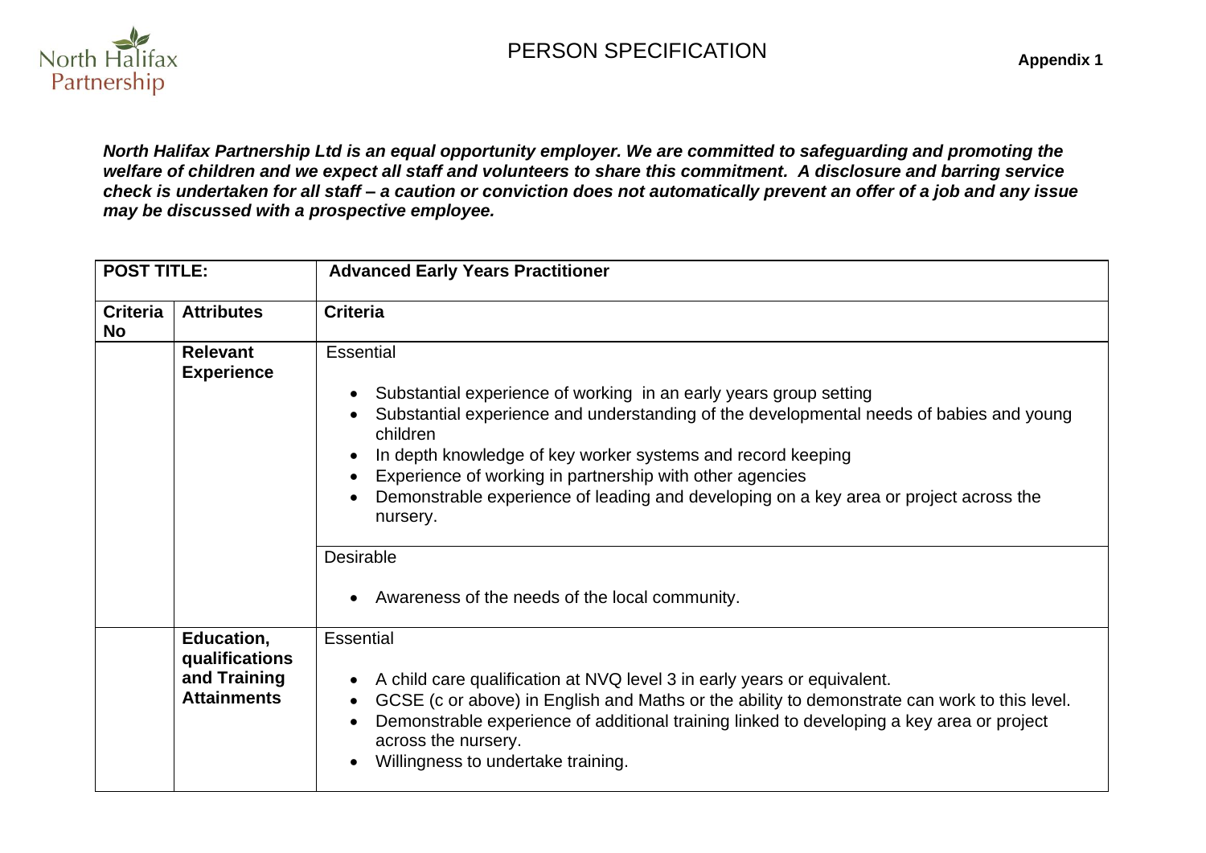North Halifax Partnership

# PERSON SPECIFICATION

**Appendix 1**

***North Halifax Partnership Ltd is an equal opportunity employer. We are committed to safeguarding and promoting the welfare of children and we expect all staff and volunteers to share this commitment. A disclosure and barring service check is undertaken for all staff – a caution or conviction does not automatically prevent an offer of a job and any issue may be discussed with a prospective employee.***

| **POST TITLE:** | | **Advanced Early Years Practitioner** |
|---|---|---|
| **Criteria No** | **Attributes** | **Criteria** |
| | **Relevant Experience** | Essential<br><br>• Substantial experience of working in an early years group setting<br>• Substantial experience and understanding of the developmental needs of babies and young children<br>• In depth knowledge of key worker systems and record keeping<br>• Experience of working in partnership with other agencies<br>• Demonstrable experience of leading and developing on a key area or project across the nursery. |
| | | Desirable<br><br>• Awareness of the needs of the local community. |
| | **Education, qualifications and Training Attainments** | Essential<br><br>• A child care qualification at NVQ level 3 in early years or equivalent.<br>• GCSE (c or above) in English and Maths or the ability to demonstrate can work to this level.<br>• Demonstrable experience of additional training linked to developing a key area or project across the nursery.<br>• Willingness to undertake training. |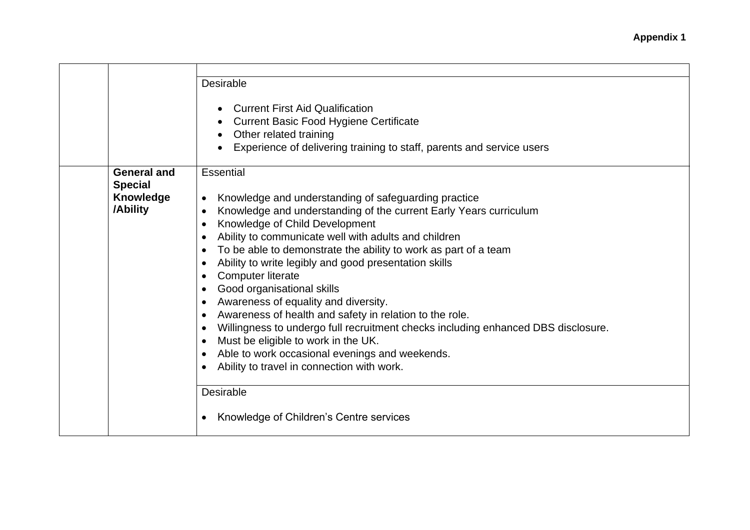| | | |
|---|---|---|
| | | |
| | | Desirable<br><br>• Current First Aid Qualification<br>• Current Basic Food Hygiene Certificate<br>• Other related training<br>• Experience of delivering training to staff, parents and service users |
| | **General and Special Knowledge /Ability** | Essential<br><br>• Knowledge and understanding of safeguarding practice<br>• Knowledge and understanding of the current Early Years curriculum<br>• Knowledge of Child Development<br>• Ability to communicate well with adults and children<br>• To be able to demonstrate the ability to work as part of a team<br>• Ability to write legibly and good presentation skills<br>• Computer literate<br>• Good organisational skills<br>• Awareness of equality and diversity.<br>• Awareness of health and safety in relation to the role.<br>• Willingness to undergo full recruitment checks including enhanced DBS disclosure.<br>• Must be eligible to work in the UK.<br>• Able to work occasional evenings and weekends.<br>• Ability to travel in connection with work. |
| | | Desirable<br><br>• Knowledge of Children's Centre services |